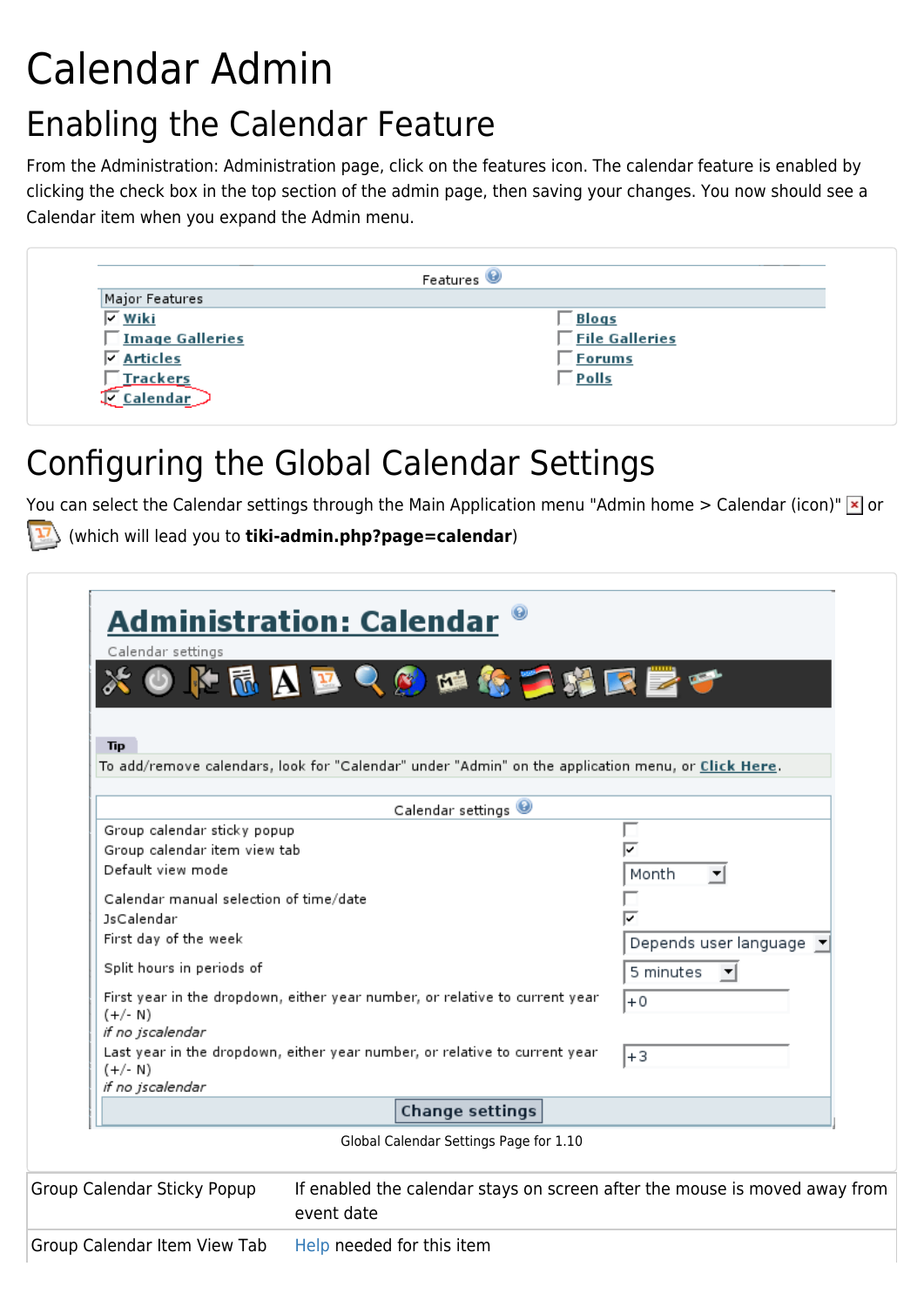# Calendar Admin

## Enabling the Calendar Feature

From the Administration: Administration page, click on the features icon. The calendar feature is enabled by clicking the check box in the top section of the admin page, then saving your changes. You now should see a Calendar item when you expand the Admin menu.

## Configuring the Global Calendar Settings

You can select the Calendar settings through the Main Application menu "Admin home > Calendar (icon)" or (which will lead you to **tiki-admin.php?page=calendar**)

Global Calendar Settings Page for 1.10

| | |
|---|---|
| Group Calendar Sticky Popup | If enabled the calendar stays on screen after the mouse is moved away from event date |
| Group Calendar Item View Tab | Help needed for this item |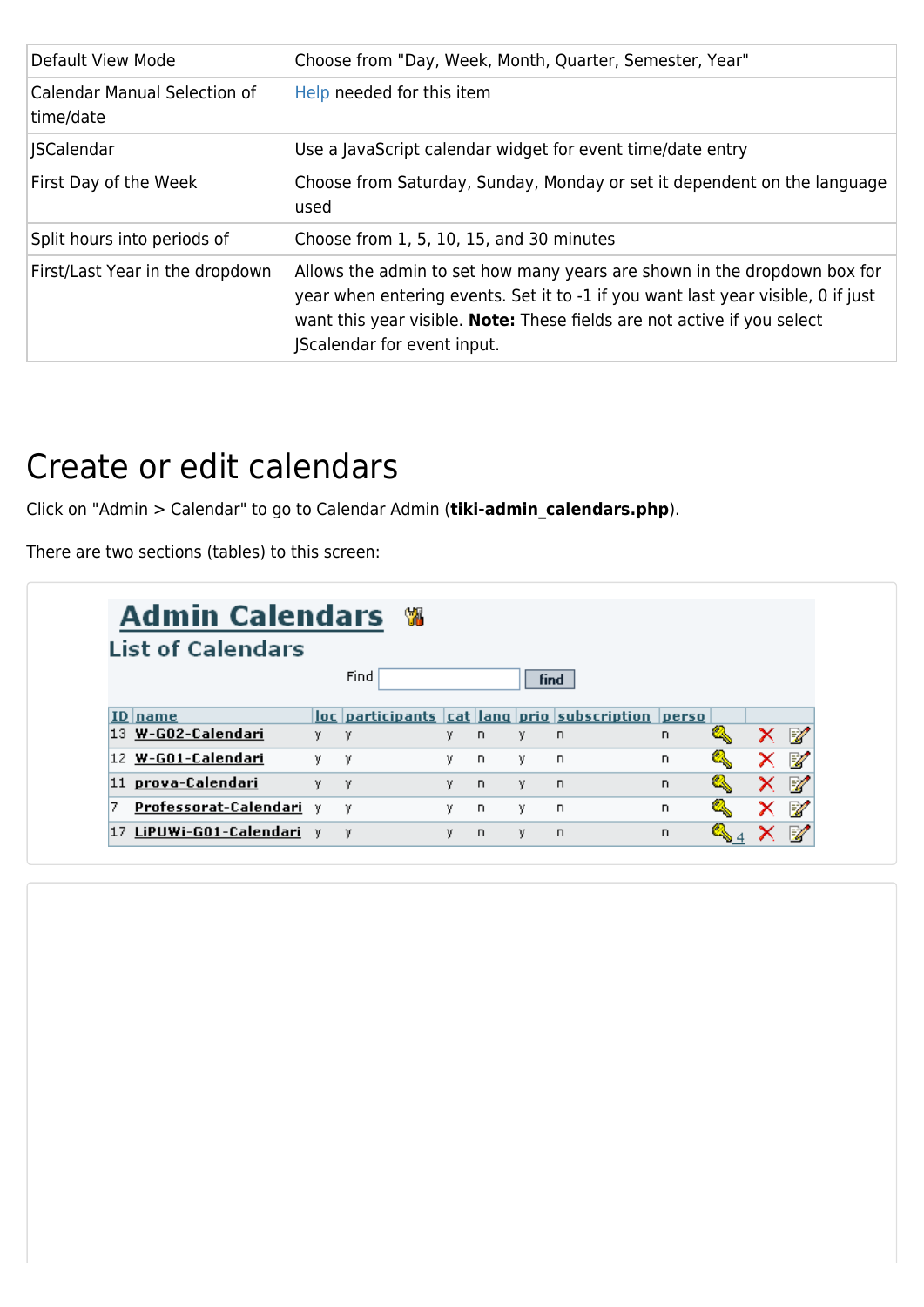| Default View Mode | Choose from "Day, Week, Month, Quarter, Semester, Year" |
|---|---|
| Calendar Manual Selection of time/date | Help needed for this item |
| JSCalendar | Use a JavaScript calendar widget for event time/date entry |
| First Day of the Week | Choose from Saturday, Sunday, Monday or set it dependent on the language used |
| Split hours into periods of | Choose from 1, 5, 10, 15, and 30 minutes |
| First/Last Year in the dropdown | Allows the admin to set how many years are shown in the dropdown box for year when entering events. Set it to -1 if you want last year visible, 0 if just want this year visible. **Note:** These fields are not active if you select JScalendar for event input. |

# Create or edit calendars

Click on "Admin > Calendar" to go to Calendar Admin (**tiki-admin_calendars.php**).

There are two sections (tables) to this screen:

## Admin Calendars

### List of Calendars

Find [ ] find

| ID | name | loc | participants | cat | lang | prio | subscription | perso | | | |
|---|---|---|---|---|---|---|---|---|---|---|---|
| 13 | W-G02-Calendari | y | y | y | n | y | n | n | | | |
| 12 | W-G01-Calendari | y | y | y | n | y | n | n | | | |
| 11 | prova-Calendari | y | y | y | n | y | n | n | | | |
| 7 | Professorat-Calendari | y | y | y | n | y | n | n | | | |
| 17 | LiPUWi-G01-Calendari | y | y | y | n | y | n | n | 4 | | |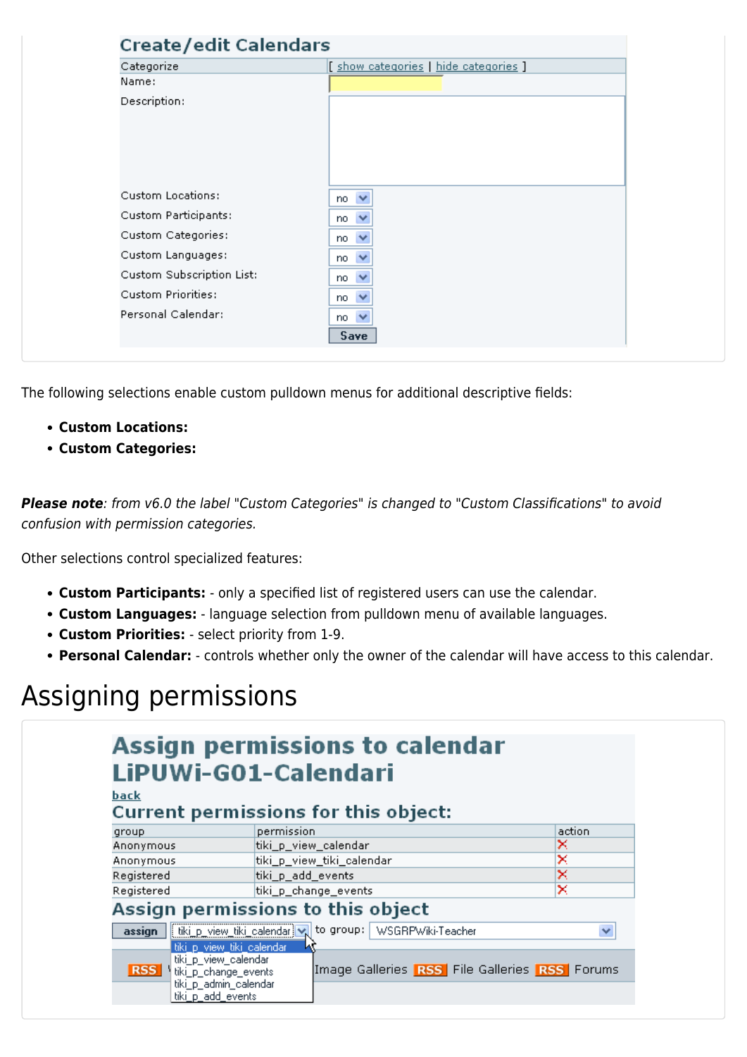The following selections enable custom pulldown menus for additional descriptive fields:

- **Custom Locations:**
- **Custom Categories:**

***Please note****: from v6.0 the label "Custom Categories" is changed to "Custom Classifications" to avoid confusion with permission categories.*

Other selections control specialized features:

- **Custom Participants:** - only a specified list of registered users can use the calendar.
- **Custom Languages:** - language selection from pulldown menu of available languages.
- **Custom Priorities:** - select priority from 1-9.
- **Personal Calendar:** - controls whether only the owner of the calendar will have access to this calendar.

# Assigning permissions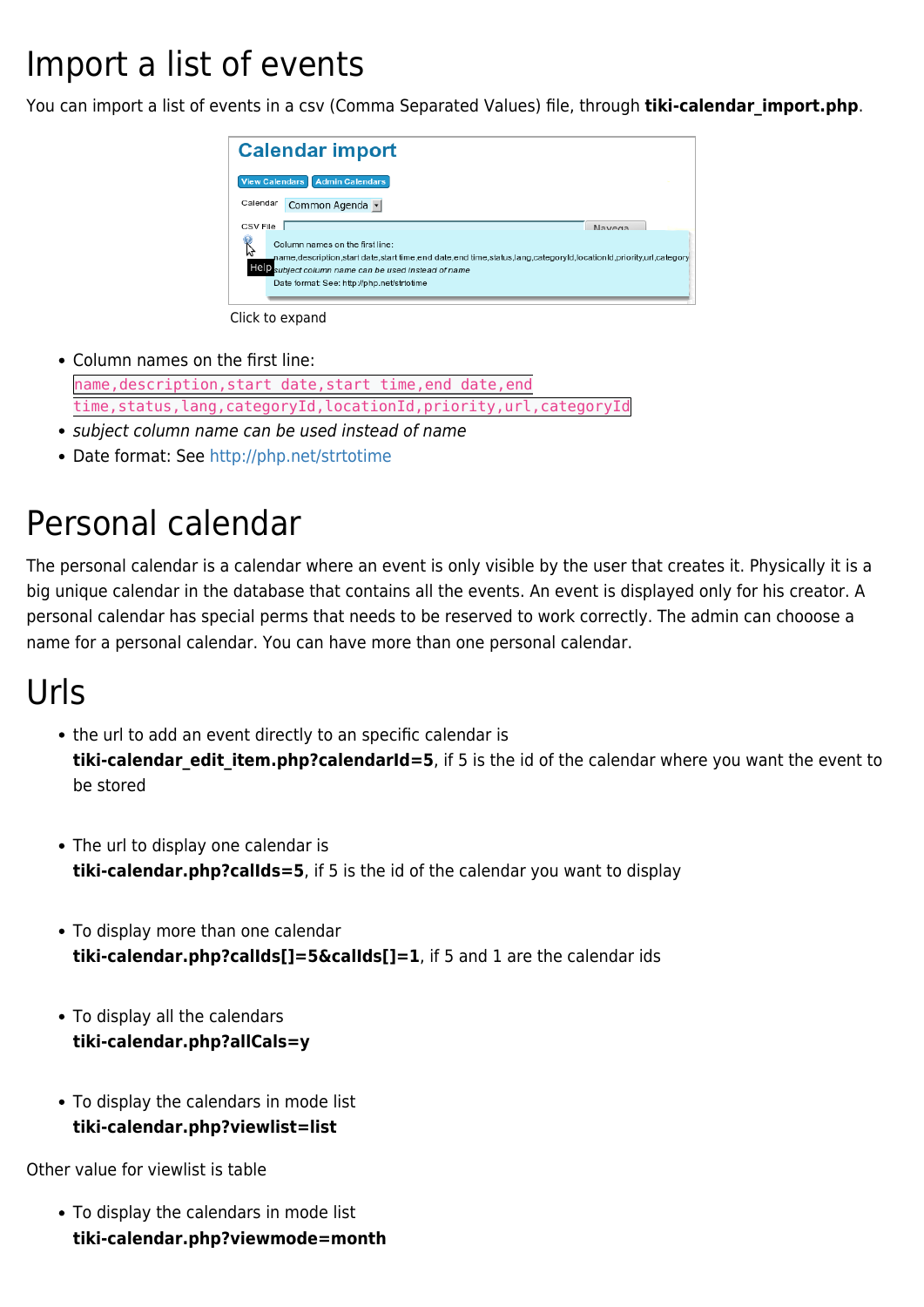# Import a list of events

You can import a list of events in a csv (Comma Separated Values) file, through **tiki-calendar_import.php**.

Click to expand

- Column names on the first line: `name,description,start date,start time,end date,end time,status,lang,categoryId,locationId,priority,url,categoryId`
- *subject column name can be used instead of name*
- Date format: See http://php.net/strtotime

# Personal calendar

The personal calendar is a calendar where an event is only visible by the user that creates it. Physically it is a big unique calendar in the database that contains all the events. An event is displayed only for his creator. A personal calendar has special perms that needs to be reserved to work correctly. The admin can chooose a name for a personal calendar. You can have more than one personal calendar.

# Urls

- the url to add an event directly to an specific calendar is **tiki-calendar_edit_item.php?calendarId=5**, if 5 is the id of the calendar where you want the event to be stored

- The url to display one calendar is **tiki-calendar.php?calIds=5**, if 5 is the id of the calendar you want to display

- To display more than one calendar **tiki-calendar.php?calIds[]=5&calIds[]=1**, if 5 and 1 are the calendar ids

- To display all the calendars **tiki-calendar.php?allCals=y**

- To display the calendars in mode list **tiki-calendar.php?viewlist=list**

Other value for viewlist is table

- To display the calendars in mode list **tiki-calendar.php?viewmode=month**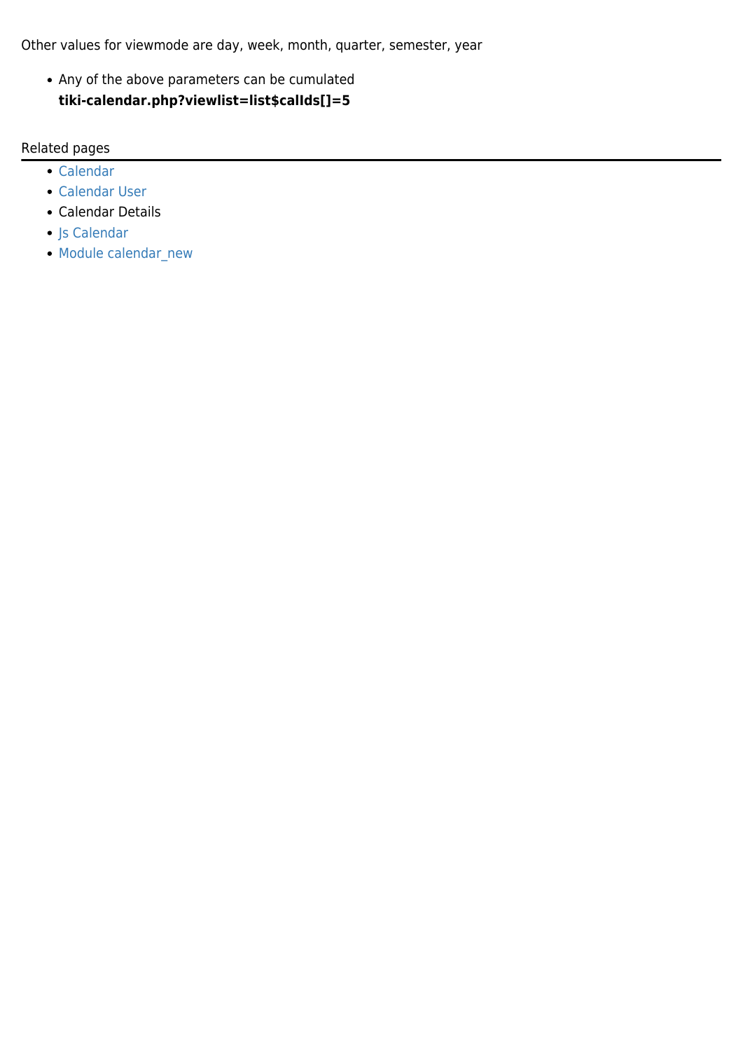Other values for viewmode are day, week, month, quarter, semester, year

- Any of the above parameters can be cumulated
  **tiki-calendar.php?viewlist=list$calIds[]=5**

## Related pages

- Calendar
- Calendar User
- Calendar Details
- Js Calendar
- Module calendar_new